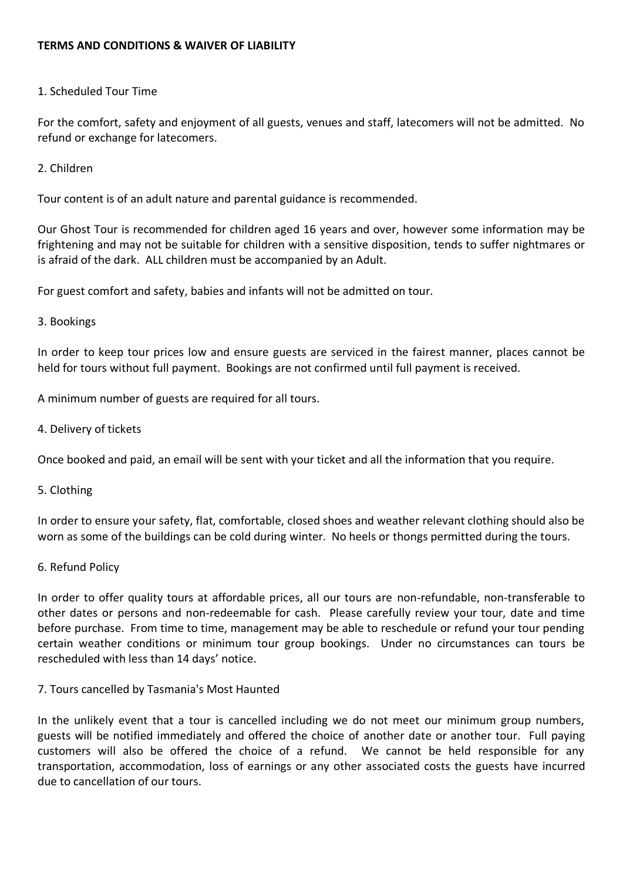**TERMS AND CONDITIONS & WAIVER OF LIABILITY**

1. Scheduled Tour Time

For the comfort, safety and enjoyment of all guests, venues and staff, latecomers will not be admitted. No refund or exchange for latecomers.

2. Children

Tour content is of an adult nature and parental guidance is recommended.

Our Ghost Tour is recommended for children aged 16 years and over, however some information may be frightening and may not be suitable for children with a sensitive disposition, tends to suffer nightmares or is afraid of the dark. ALL children must be accompanied by an Adult.

For guest comfort and safety, babies and infants will not be admitted on tour.

3. Bookings

In order to keep tour prices low and ensure guests are serviced in the fairest manner, places cannot be held for tours without full payment. Bookings are not confirmed until full payment is received.

A minimum number of guests are required for all tours.

4. Delivery of tickets

Once booked and paid, an email will be sent with your ticket and all the information that you require.

5. Clothing

In order to ensure your safety, flat, comfortable, closed shoes and weather relevant clothing should also be worn as some of the buildings can be cold during winter. No heels or thongs permitted during the tours.

6. Refund Policy

In order to offer quality tours at affordable prices, all our tours are non-refundable, non-transferable to other dates or persons and non-redeemable for cash. Please carefully review your tour, date and time before purchase. From time to time, management may be able to reschedule or refund your tour pending certain weather conditions or minimum tour group bookings. Under no circumstances can tours be rescheduled with less than 14 days' notice.

7. Tours cancelled by Tasmania's Most Haunted

In the unlikely event that a tour is cancelled including we do not meet our minimum group numbers, guests will be notified immediately and offered the choice of another date or another tour. Full paying customers will also be offered the choice of a refund. We cannot be held responsible for any transportation, accommodation, loss of earnings or any other associated costs the guests have incurred due to cancellation of our tours.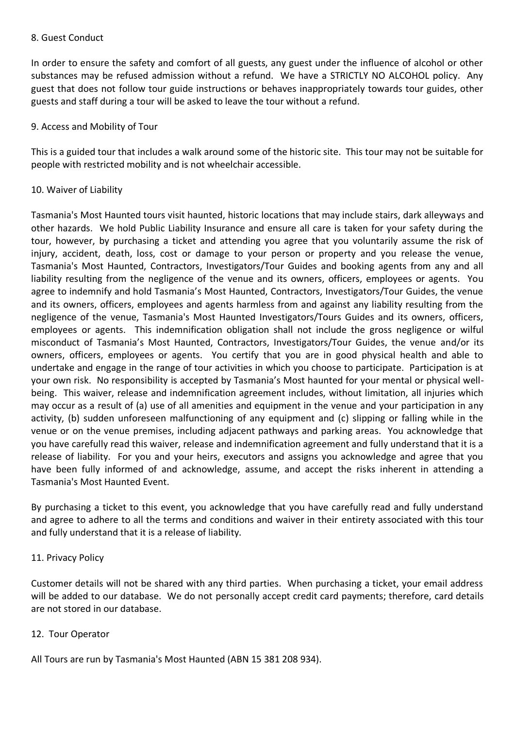## 8. Guest Conduct

In order to ensure the safety and comfort of all guests, any guest under the influence of alcohol or other substances may be refused admission without a refund. We have a STRICTLY NO ALCOHOL policy. Any guest that does not follow tour guide instructions or behaves inappropriately towards tour guides, other guests and staff during a tour will be asked to leave the tour without a refund.

## 9. Access and Mobility of Tour

This is a guided tour that includes a walk around some of the historic site. This tour may not be suitable for people with restricted mobility and is not wheelchair accessible.

## 10. Waiver of Liability

Tasmania's Most Haunted tours visit haunted, historic locations that may include stairs, dark alleyways and other hazards. We hold Public Liability Insurance and ensure all care is taken for your safety during the tour, however, by purchasing a ticket and attending you agree that you voluntarily assume the risk of injury, accident, death, loss, cost or damage to your person or property and you release the venue, Tasmania's Most Haunted, Contractors, Investigators/Tour Guides and booking agents from any and all liability resulting from the negligence of the venue and its owners, officers, employees or agents. You agree to indemnify and hold Tasmania's Most Haunted, Contractors, Investigators/Tour Guides, the venue and its owners, officers, employees and agents harmless from and against any liability resulting from the negligence of the venue, Tasmania's Most Haunted Investigators/Tours Guides and its owners, officers, employees or agents. This indemnification obligation shall not include the gross negligence or wilful misconduct of Tasmania's Most Haunted, Contractors, Investigators/Tour Guides, the venue and/or its owners, officers, employees or agents. You certify that you are in good physical health and able to undertake and engage in the range of tour activities in which you choose to participate. Participation is at your own risk. No responsibility is accepted by Tasmania's Most haunted for your mental or physical well-being. This waiver, release and indemnification agreement includes, without limitation, all injuries which may occur as a result of (a) use of all amenities and equipment in the venue and your participation in any activity, (b) sudden unforeseen malfunctioning of any equipment and (c) slipping or falling while in the venue or on the venue premises, including adjacent pathways and parking areas. You acknowledge that you have carefully read this waiver, release and indemnification agreement and fully understand that it is a release of liability. For you and your heirs, executors and assigns you acknowledge and agree that you have been fully informed of and acknowledge, assume, and accept the risks inherent in attending a Tasmania's Most Haunted Event.

By purchasing a ticket to this event, you acknowledge that you have carefully read and fully understand and agree to adhere to all the terms and conditions and waiver in their entirety associated with this tour and fully understand that it is a release of liability.

## 11. Privacy Policy

Customer details will not be shared with any third parties. When purchasing a ticket, your email address will be added to our database. We do not personally accept credit card payments; therefore, card details are not stored in our database.

## 12. Tour Operator

All Tours are run by Tasmania's Most Haunted (ABN 15 381 208 934).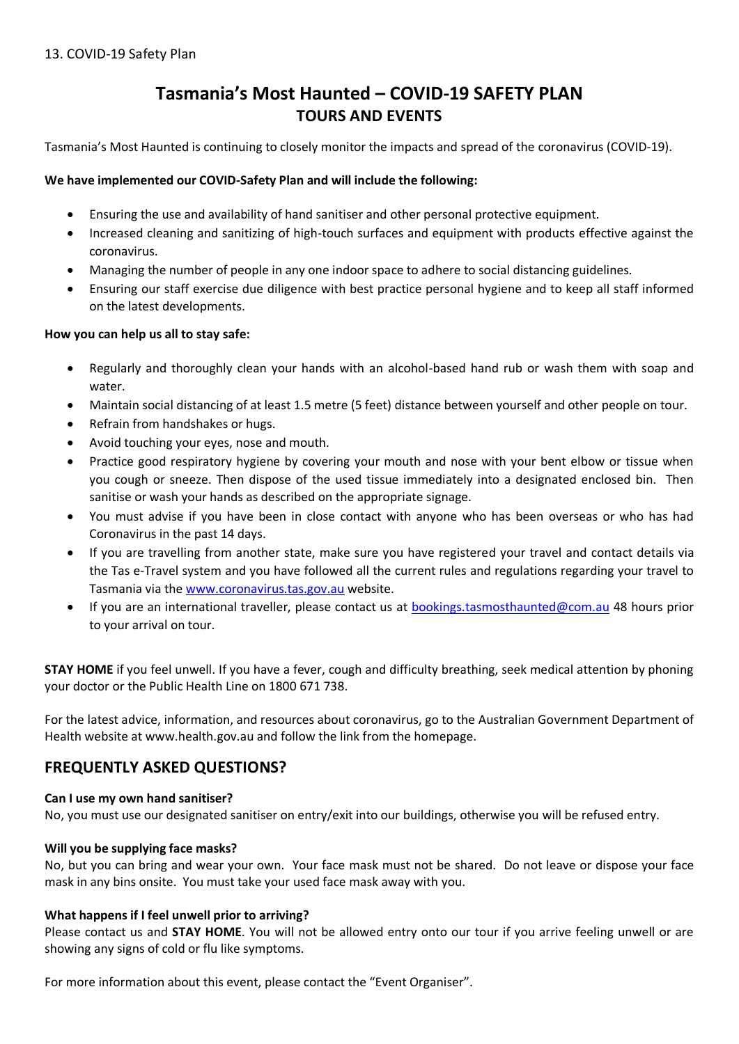13. COVID-19 Safety Plan

# Tasmania's Most Haunted – COVID-19 SAFETY PLAN
## TOURS AND EVENTS

Tasmania's Most Haunted is continuing to closely monitor the impacts and spread of the coronavirus (COVID-19).

**We have implemented our COVID-Safety Plan and will include the following:**

- Ensuring the use and availability of hand sanitiser and other personal protective equipment.
- Increased cleaning and sanitizing of high-touch surfaces and equipment with products effective against the coronavirus.
- Managing the number of people in any one indoor space to adhere to social distancing guidelines.
- Ensuring our staff exercise due diligence with best practice personal hygiene and to keep all staff informed on the latest developments.

**How you can help us all to stay safe:**

- Regularly and thoroughly clean your hands with an alcohol-based hand rub or wash them with soap and water.
- Maintain social distancing of at least 1.5 metre (5 feet) distance between yourself and other people on tour.
- Refrain from handshakes or hugs.
- Avoid touching your eyes, nose and mouth.
- Practice good respiratory hygiene by covering your mouth and nose with your bent elbow or tissue when you cough or sneeze. Then dispose of the used tissue immediately into a designated enclosed bin. Then sanitise or wash your hands as described on the appropriate signage.
- You must advise if you have been in close contact with anyone who has been overseas or who has had Coronavirus in the past 14 days.
- If you are travelling from another state, make sure you have registered your travel and contact details via the Tas e-Travel system and you have followed all the current rules and regulations regarding your travel to Tasmania via the www.coronavirus.tas.gov.au website.
- If you are an international traveller, please contact us at bookings.tasmosthaunted@com.au 48 hours prior to your arrival on tour.

**STAY HOME** if you feel unwell. If you have a fever, cough and difficulty breathing, seek medical attention by phoning your doctor or the Public Health Line on 1800 671 738.

For the latest advice, information, and resources about coronavirus, go to the Australian Government Department of Health website at www.health.gov.au and follow the link from the homepage.

## FREQUENTLY ASKED QUESTIONS?

**Can I use my own hand sanitiser?**
No, you must use our designated sanitiser on entry/exit into our buildings, otherwise you will be refused entry.

**Will you be supplying face masks?**
No, but you can bring and wear your own. Your face mask must not be shared. Do not leave or dispose your face mask in any bins onsite. You must take your used face mask away with you.

**What happens if I feel unwell prior to arriving?**
Please contact us and **STAY HOME**. You will not be allowed entry onto our tour if you arrive feeling unwell or are showing any signs of cold or flu like symptoms.

For more information about this event, please contact the "Event Organiser".